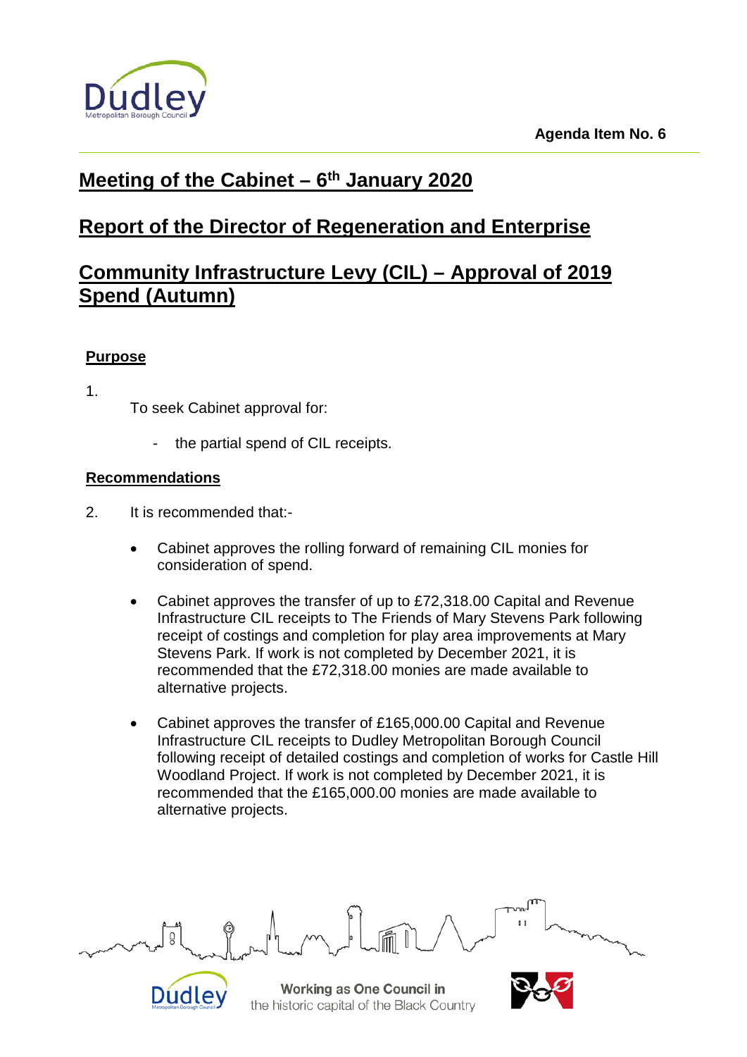Agenda Item No. 6

# Meeting of the Cabinet – 6th January 2020

## Report of the Director of Regeneration and Enterprise

## Community Infrastructure Levy (CIL) – Approval of 2019 Spend (Autumn)

### Purpose

1. To seek Cabinet approval for:

   - the partial spend of CIL receipts.

### Recommendations

2. It is recommended that:-

   - Cabinet approves the rolling forward of remaining CIL monies for consideration of spend.

   - Cabinet approves the transfer of up to £72,318.00 Capital and Revenue Infrastructure CIL receipts to The Friends of Mary Stevens Park following receipt of costings and completion for play area improvements at Mary Stevens Park. If work is not completed by December 2021, it is recommended that the £72,318.00 monies are made available to alternative projects.

   - Cabinet approves the transfer of £165,000.00 Capital and Revenue Infrastructure CIL receipts to Dudley Metropolitan Borough Council following receipt of detailed costings and completion of works for Castle Hill Woodland Project. If work is not completed by December 2021, it is recommended that the £165,000.00 monies are made available to alternative projects.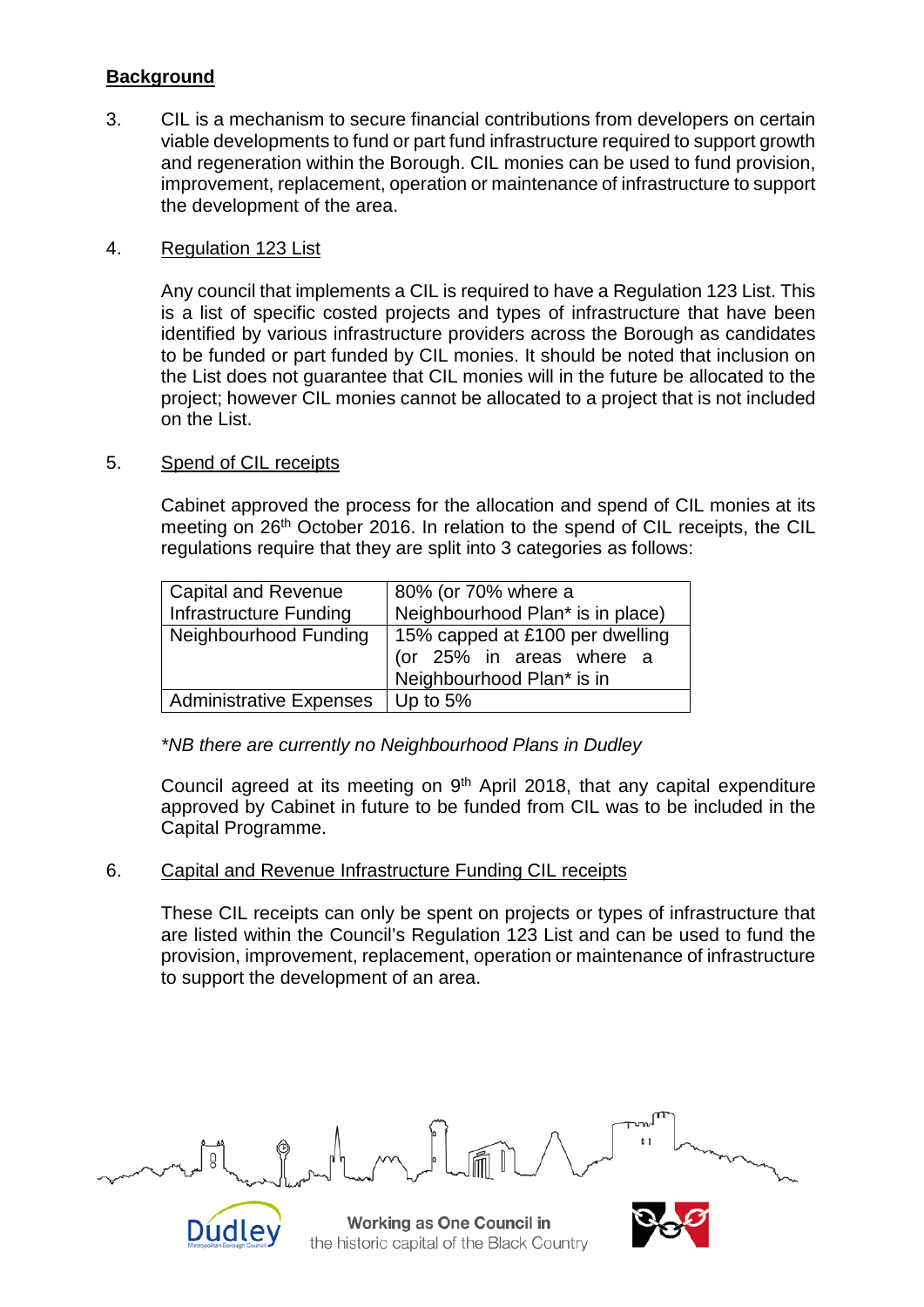**Background**

3. CIL is a mechanism to secure financial contributions from developers on certain viable developments to fund or part fund infrastructure required to support growth and regeneration within the Borough. CIL monies can be used to fund provision, improvement, replacement, operation or maintenance of infrastructure to support the development of the area.

4. Regulation 123 List

   Any council that implements a CIL is required to have a Regulation 123 List. This is a list of specific costed projects and types of infrastructure that have been identified by various infrastructure providers across the Borough as candidates to be funded or part funded by CIL monies. It should be noted that inclusion on the List does not guarantee that CIL monies will in the future be allocated to the project; however CIL monies cannot be allocated to a project that is not included on the List.

5. Spend of CIL receipts

   Cabinet approved the process for the allocation and spend of CIL monies at its meeting on 26th October 2016. In relation to the spend of CIL receipts, the CIL regulations require that they are split into 3 categories as follows:

| Capital and Revenue Infrastructure Funding | 80% (or 70% where a Neighbourhood Plan* is in place) |
|---|---|
| Neighbourhood Funding | 15% capped at £100 per dwelling (or 25% in areas where a Neighbourhood Plan* is in |
| Administrative Expenses | Up to 5% |

   *\*NB there are currently no Neighbourhood Plans in Dudley*

   Council agreed at its meeting on 9th April 2018, that any capital expenditure approved by Cabinet in future to be funded from CIL was to be included in the Capital Programme.

6. Capital and Revenue Infrastructure Funding CIL receipts

   These CIL receipts can only be spent on projects or types of infrastructure that are listed within the Council's Regulation 123 List and can be used to fund the provision, improvement, replacement, operation or maintenance of infrastructure to support the development of an area.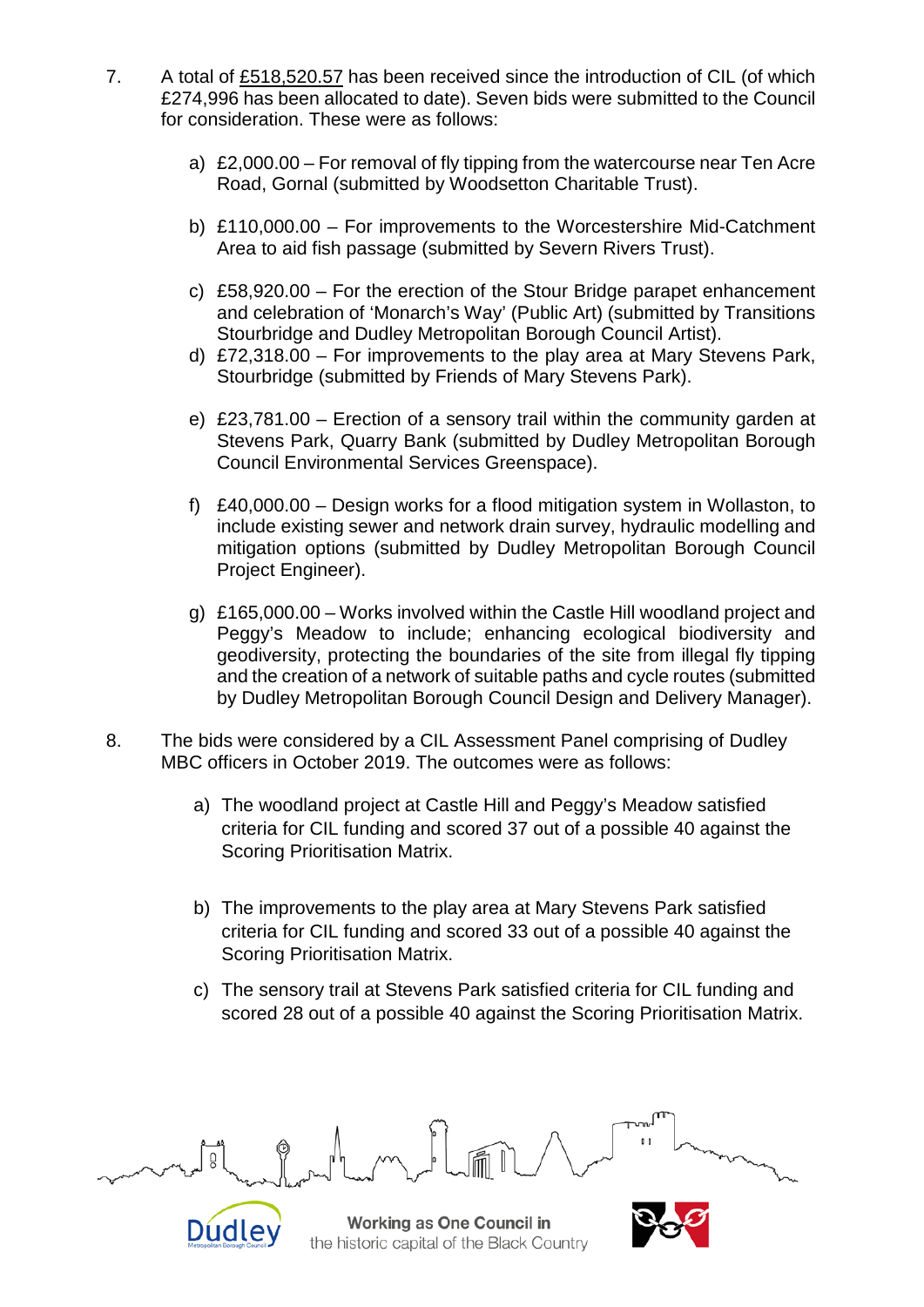7. A total of <u>£518,520.57</u> has been received since the introduction of CIL (of which £274,996 has been allocated to date). Seven bids were submitted to the Council for consideration. These were as follows:

   a) £2,000.00 – For removal of fly tipping from the watercourse near Ten Acre Road, Gornal (submitted by Woodsetton Charitable Trust).

   b) £110,000.00 – For improvements to the Worcestershire Mid-Catchment Area to aid fish passage (submitted by Severn Rivers Trust).

   c) £58,920.00 – For the erection of the Stour Bridge parapet enhancement and celebration of 'Monarch's Way' (Public Art) (submitted by Transitions Stourbridge and Dudley Metropolitan Borough Council Artist).

   d) £72,318.00 – For improvements to the play area at Mary Stevens Park, Stourbridge (submitted by Friends of Mary Stevens Park).

   e) £23,781.00 – Erection of a sensory trail within the community garden at Stevens Park, Quarry Bank (submitted by Dudley Metropolitan Borough Council Environmental Services Greenspace).

   f) £40,000.00 – Design works for a flood mitigation system in Wollaston, to include existing sewer and network drain survey, hydraulic modelling and mitigation options (submitted by Dudley Metropolitan Borough Council Project Engineer).

   g) £165,000.00 – Works involved within the Castle Hill woodland project and Peggy's Meadow to include; enhancing ecological biodiversity and geodiversity, protecting the boundaries of the site from illegal fly tipping and the creation of a network of suitable paths and cycle routes (submitted by Dudley Metropolitan Borough Council Design and Delivery Manager).

8. The bids were considered by a CIL Assessment Panel comprising of Dudley MBC officers in October 2019. The outcomes were as follows:

   a) The woodland project at Castle Hill and Peggy's Meadow satisfied criteria for CIL funding and scored 37 out of a possible 40 against the Scoring Prioritisation Matrix.

   b) The improvements to the play area at Mary Stevens Park satisfied criteria for CIL funding and scored 33 out of a possible 40 against the Scoring Prioritisation Matrix.

   c) The sensory trail at Stevens Park satisfied criteria for CIL funding and scored 28 out of a possible 40 against the Scoring Prioritisation Matrix.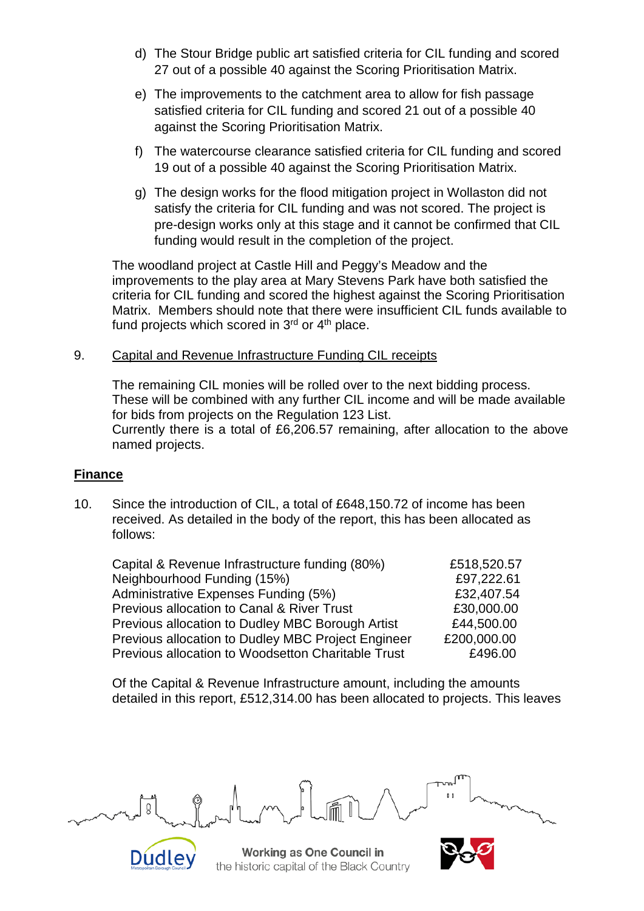d) The Stour Bridge public art satisfied criteria for CIL funding and scored 27 out of a possible 40 against the Scoring Prioritisation Matrix.

e) The improvements to the catchment area to allow for fish passage satisfied criteria for CIL funding and scored 21 out of a possible 40 against the Scoring Prioritisation Matrix.

f) The watercourse clearance satisfied criteria for CIL funding and scored 19 out of a possible 40 against the Scoring Prioritisation Matrix.

g) The design works for the flood mitigation project in Wollaston did not satisfy the criteria for CIL funding and was not scored. The project is pre-design works only at this stage and it cannot be confirmed that CIL funding would result in the completion of the project.

The woodland project at Castle Hill and Peggy's Meadow and the improvements to the play area at Mary Stevens Park have both satisfied the criteria for CIL funding and scored the highest against the Scoring Prioritisation Matrix. Members should note that there were insufficient CIL funds available to fund projects which scored in 3rd or 4th place.

9. Capital and Revenue Infrastructure Funding CIL receipts

The remaining CIL monies will be rolled over to the next bidding process. These will be combined with any further CIL income and will be made available for bids from projects on the Regulation 123 List.
Currently there is a total of £6,206.57 remaining, after allocation to the above named projects.

## Finance

10. Since the introduction of CIL, a total of £648,150.72 of income has been received. As detailed in the body of the report, this has been allocated as follows:

| | |
|---|---|
| Capital & Revenue Infrastructure funding (80%) | £518,520.57 |
| Neighbourhood Funding (15%) | £97,222.61 |
| Administrative Expenses Funding (5%) | £32,407.54 |
| Previous allocation to Canal & River Trust | £30,000.00 |
| Previous allocation to Dudley MBC Borough Artist | £44,500.00 |
| Previous allocation to Dudley MBC Project Engineer | £200,000.00 |
| Previous allocation to Woodsetton Charitable Trust | £496.00 |

Of the Capital & Revenue Infrastructure amount, including the amounts detailed in this report, £512,314.00 has been allocated to projects. This leaves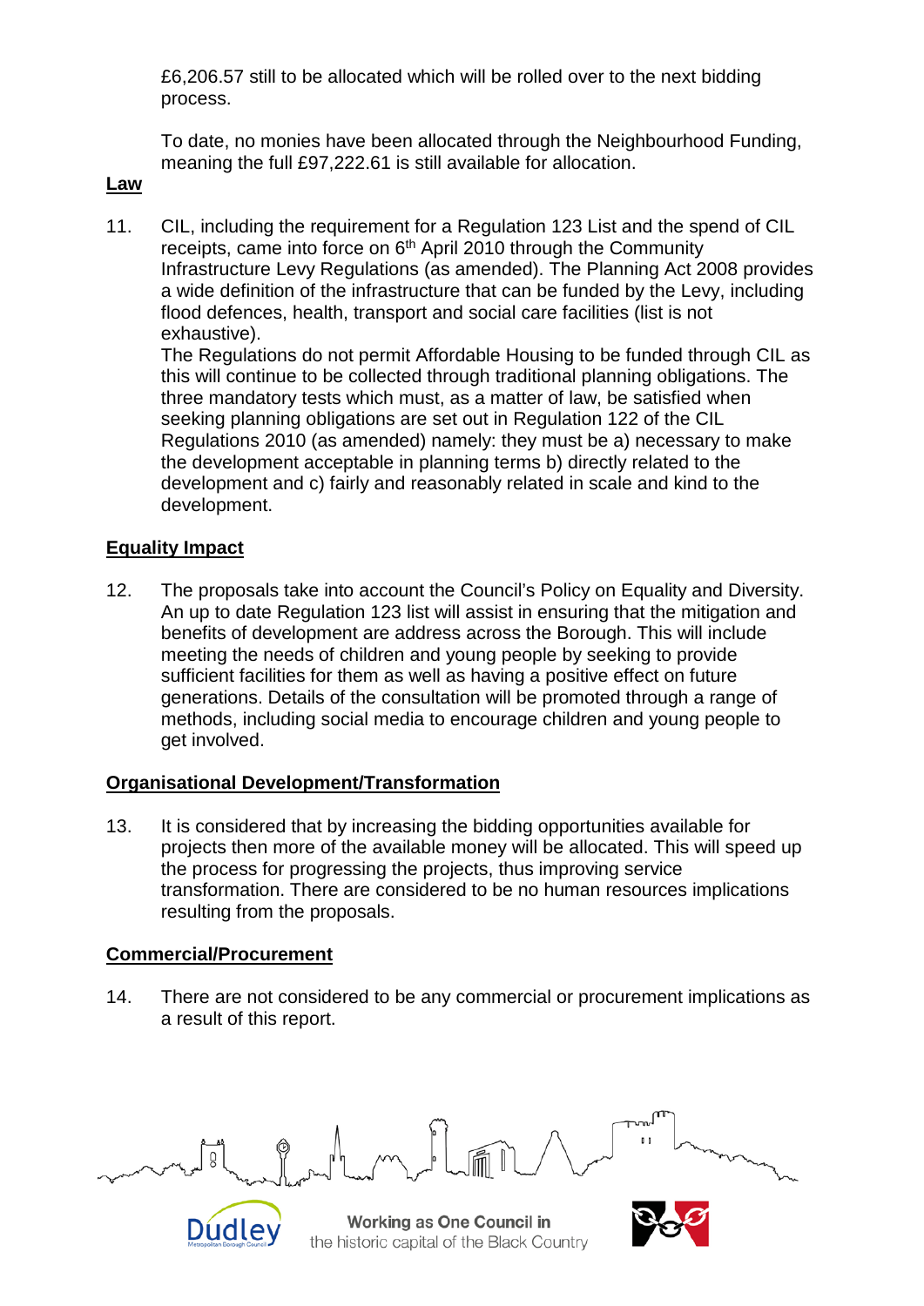£6,206.57 still to be allocated which will be rolled over to the next bidding process.

To date, no monies have been allocated through the Neighbourhood Funding, meaning the full £97,222.61 is still available for allocation.

**Law**

11. CIL, including the requirement for a Regulation 123 List and the spend of CIL receipts, came into force on 6th April 2010 through the Community Infrastructure Levy Regulations (as amended). The Planning Act 2008 provides a wide definition of the infrastructure that can be funded by the Levy, including flood defences, health, transport and social care facilities (list is not exhaustive).
    The Regulations do not permit Affordable Housing to be funded through CIL as this will continue to be collected through traditional planning obligations. The three mandatory tests which must, as a matter of law, be satisfied when seeking planning obligations are set out in Regulation 122 of the CIL Regulations 2010 (as amended) namely: they must be a) necessary to make the development acceptable in planning terms b) directly related to the development and c) fairly and reasonably related in scale and kind to the development.

**Equality Impact**

12. The proposals take into account the Council's Policy on Equality and Diversity. An up to date Regulation 123 list will assist in ensuring that the mitigation and benefits of development are address across the Borough. This will include meeting the needs of children and young people by seeking to provide sufficient facilities for them as well as having a positive effect on future generations. Details of the consultation will be promoted through a range of methods, including social media to encourage children and young people to get involved.

**Organisational Development/Transformation**

13. It is considered that by increasing the bidding opportunities available for projects then more of the available money will be allocated. This will speed up the process for progressing the projects, thus improving service transformation. There are considered to be no human resources implications resulting from the proposals.

**Commercial/Procurement**

14. There are not considered to be any commercial or procurement implications as a result of this report.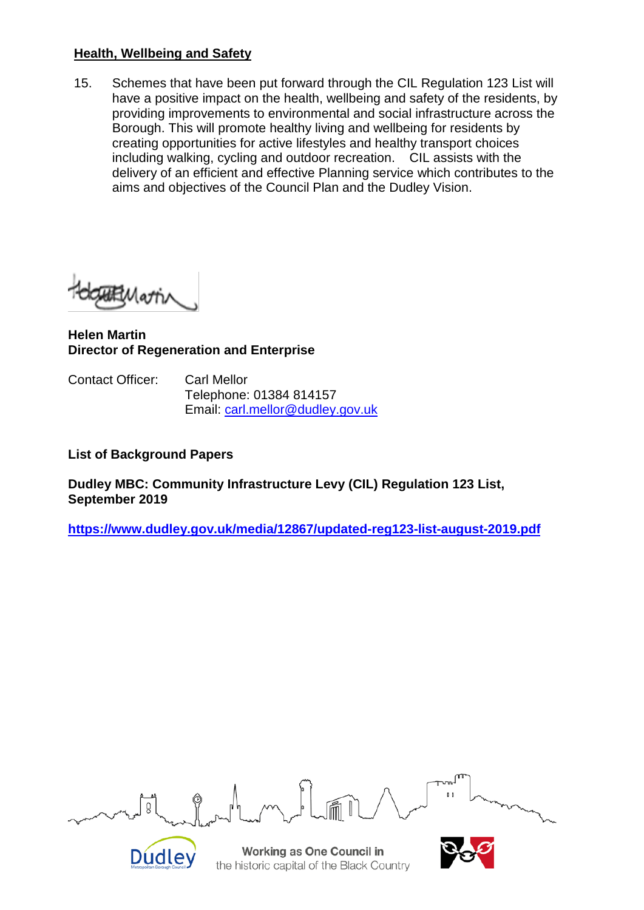## Health, Wellbeing and Safety

15. Schemes that have been put forward through the CIL Regulation 123 List will have a positive impact on the health, wellbeing and safety of the residents, by providing improvements to environmental and social infrastructure across the Borough. This will promote healthy living and wellbeing for residents by creating opportunities for active lifestyles and healthy transport choices including walking, cycling and outdoor recreation. CIL assists with the delivery of an efficient and effective Planning service which contributes to the aims and objectives of the Council Plan and the Dudley Vision.

**Helen Martin**
**Director of Regeneration and Enterprise**

Contact Officer: Carl Mellor
Telephone: 01384 814157
Email: carl.mellor@dudley.gov.uk

**List of Background Papers**

**Dudley MBC: Community Infrastructure Levy (CIL) Regulation 123 List, September 2019**

**https://www.dudley.gov.uk/media/12867/updated-reg123-list-august-2019.pdf**